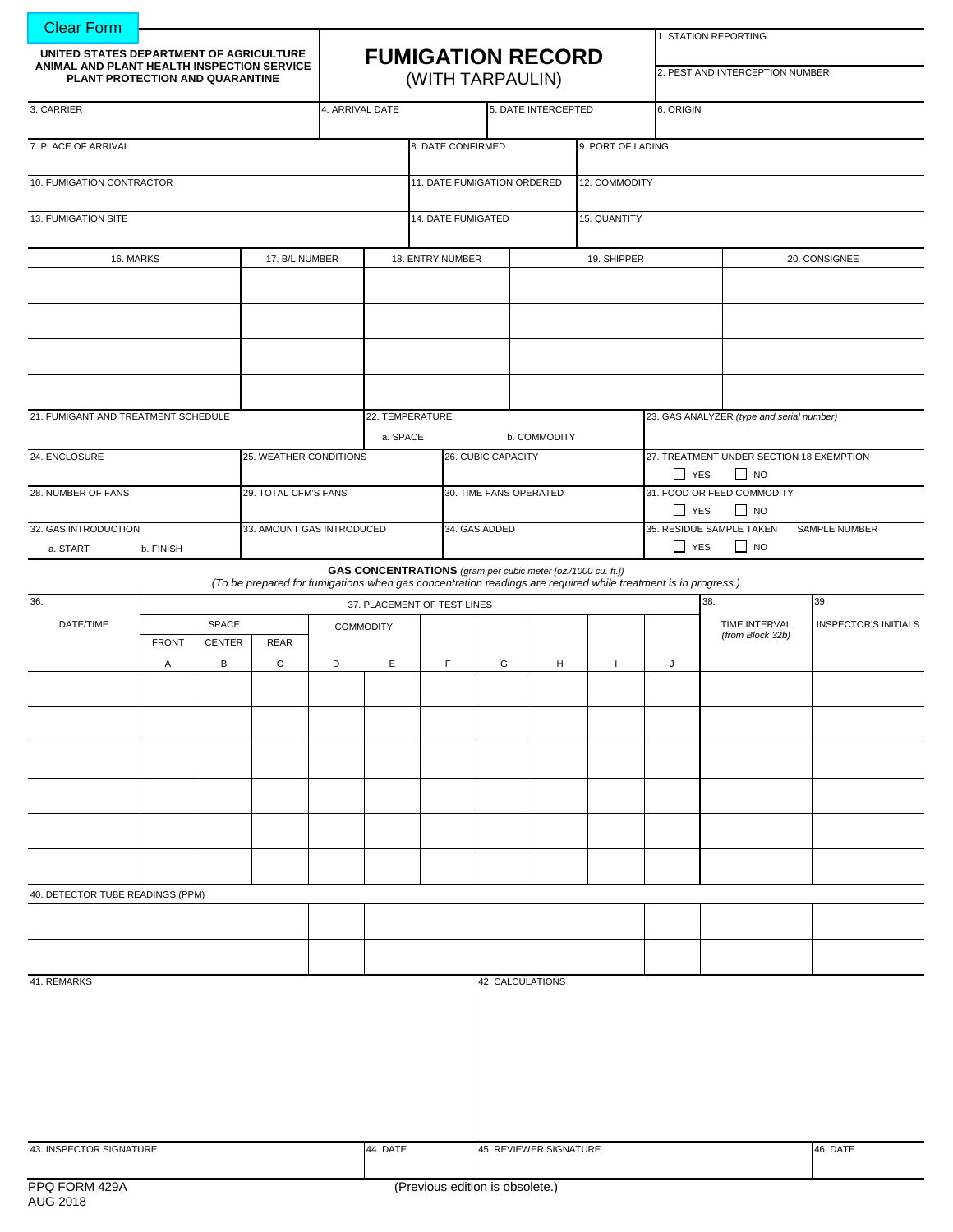Clear Form

**UNITED STATES DEPARTMENT OF AGRICULTURE**
**ANIMAL AND PLANT HEALTH INSPECTION SERVICE**
**PLANT PROTECTION AND QUARANTINE**

# FUMIGATION RECORD
(WITH TARPAULIN)

| 1. STATION REPORTING | 2. PEST AND INTERCEPTION NUMBER |
|---|---|
| | |

| 3. CARRIER | 4. ARRIVAL DATE | 5. DATE INTERCEPTED | 6. ORIGIN |
|---|---|---|---|
| | | | |

| 7. PLACE OF ARRIVAL | 8. DATE CONFIRMED | 9. PORT OF LADING |
|---|---|---|
| | | |
| **10. FUMIGATION CONTRACTOR** | **11. DATE FUMIGATION ORDERED** | **12. COMMODITY** |
| | | |
| **13. FUMIGATION SITE** | **14. DATE FUMIGATED** | **15. QUANTITY** |
| | | |

| 16. MARKS | 17. B/L NUMBER | 18. ENTRY NUMBER | 19. SHIPPER | 20. CONSIGNEE |
|---|---|---|---|---|
| | | | | |
| | | | | |
| | | | | |
| | | | | |

| 21. FUMIGANT AND TREATMENT SCHEDULE | 22. TEMPERATURE a. SPACE | b. COMMODITY | 23. GAS ANALYZER *(type and serial number)* |
|---|---|---|---|
| | | | |

| 24. ENCLOSURE | 25. WEATHER CONDITIONS | 26. CUBIC CAPACITY | 27. TREATMENT UNDER SECTION 18 EXEMPTION ☐ YES ☐ NO |
|---|---|---|---|
| **28. NUMBER OF FANS** | **29. TOTAL CFM'S FANS** | **30. TIME FANS OPERATED** | **31. FOOD OR FEED COMMODITY ☐ YES ☐ NO** |
| **32. GAS INTRODUCTION a. START b. FINISH** | **33. AMOUNT GAS INTRODUCED** | **34. GAS ADDED** | **35. RESIDUE SAMPLE TAKEN ☐ YES ☐ NO SAMPLE NUMBER** |

**GAS CONCENTRATIONS** *(gram per cubic meter [oz./1000 cu. ft.])*
*(To be prepared for fumigations when gas concentration readings are required while treatment is in progress.)*

| 36. DATE/TIME | 37. PLACEMENT OF TEST LINES: SPACE FRONT A | SPACE CENTER B | SPACE REAR C | COMMODITY D | COMMODITY E | F | G | H | I | J | 38. TIME INTERVAL *(from Block 32b)* | 39. INSPECTOR'S INITIALS |
|---|---|---|---|---|---|---|---|---|---|---|---|---|
| | | | | | | | | | | | | |
| | | | | | | | | | | | | |
| | | | | | | | | | | | | |
| | | | | | | | | | | | | |
| | | | | | | | | | | | | |
| | | | | | | | | | | | | |

40. DETECTOR TUBE READINGS (PPM)

| | | | | | |
|---|---|---|---|---|---|
| | | | | | |
| | | | | | |

| 41. REMARKS | 42. CALCULATIONS |
|---|---|
| | |

| 43. INSPECTOR SIGNATURE | 44. DATE | 45. REVIEWER SIGNATURE | 46. DATE |
|---|---|---|---|
| | | | |

PPQ FORM 429A
AUG 2018

(Previous edition is obsolete.)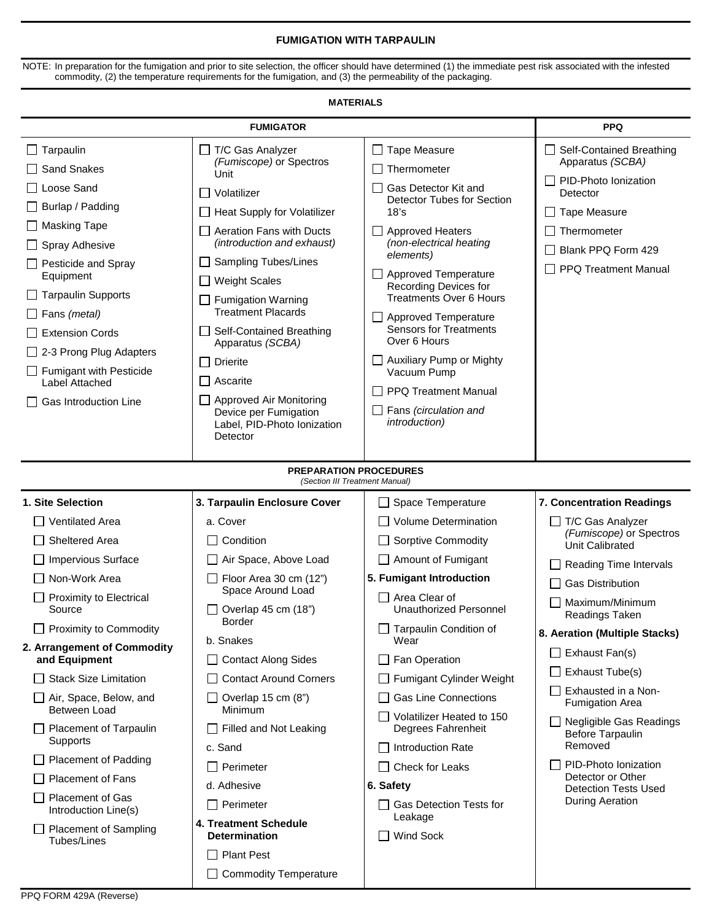# FUMIGATION WITH TARPAULIN

NOTE: In preparation for the fumigation and prior to site selection, the officer should have determined (1) the immediate pest risk associated with the infested commodity, (2) the temperature requirements for the fumigation, and (3) the permeability of the packaging.

## MATERIALS

### FUMIGATOR

- ☐ Tarpaulin
- ☐ Sand Snakes
- ☐ Loose Sand
- ☐ Burlap / Padding
- ☐ Masking Tape
- ☐ Spray Adhesive
- ☐ Pesticide and Spray Equipment
- ☐ Tarpaulin Supports
- ☐ Fans *(metal)*
- ☐ Extension Cords
- ☐ 2-3 Prong Plug Adapters
- ☐ Fumigant with Pesticide Label Attached
- ☐ Gas Introduction Line
- ☐ T/C Gas Analyzer *(Fumiscope)* or Spectros Unit
- ☐ Volatilizer
- ☐ Heat Supply for Volatilizer
- ☐ Aeration Fans with Ducts *(introduction and exhaust)*
- ☐ Sampling Tubes/Lines
- ☐ Weight Scales
- ☐ Fumigation Warning Treatment Placards
- ☐ Self-Contained Breathing Apparatus *(SCBA)*
- ☐ Drierite
- ☐ Ascarite
- ☐ Approved Air Monitoring Device per Fumigation Label, PID-Photo Ionization Detector
- ☐ Tape Measure
- ☐ Thermometer
- ☐ Gas Detector Kit and Detector Tubes for Section 18's
- ☐ Approved Heaters *(non-electrical heating elements)*
- ☐ Approved Temperature Recording Devices for Treatments Over 6 Hours
- ☐ Approved Temperature Sensors for Treatments Over 6 Hours
- ☐ Auxiliary Pump or Mighty Vacuum Pump
- ☐ PPQ Treatment Manual
- ☐ Fans *(circulation and introduction)*

### PPQ

- ☐ Self-Contained Breathing Apparatus *(SCBA)*
- ☐ PID-Photo Ionization Detector
- ☐ Tape Measure
- ☐ Thermometer
- ☐ Blank PPQ Form 429
- ☐ PPQ Treatment Manual

## PREPARATION PROCEDURES

*(Section III Treatment Manual)*

### 1. Site Selection

- ☐ Ventilated Area
- ☐ Sheltered Area
- ☐ Impervious Surface
- ☐ Non-Work Area
- ☐ Proximity to Electrical Source
- ☐ Proximity to Commodity

### 2. Arrangement of Commodity and Equipment

- ☐ Stack Size Limitation
- ☐ Air, Space, Below, and Between Load
- ☐ Placement of Tarpaulin Supports
- ☐ Placement of Padding
- ☐ Placement of Fans
- ☐ Placement of Gas Introduction Line(s)
- ☐ Placement of Sampling Tubes/Lines

### 3. Tarpaulin Enclosure Cover

a. Cover

- ☐ Condition
- ☐ Air Space, Above Load
- ☐ Floor Area 30 cm (12") Space Around Load
- ☐ Overlap 45 cm (18") Border

b. Snakes

- ☐ Contact Along Sides
- ☐ Contact Around Corners
- ☐ Overlap 15 cm (8") Minimum
- ☐ Filled and Not Leaking

c. Sand

- ☐ Perimeter

d. Adhesive

- ☐ Perimeter

### 4. Treatment Schedule Determination

- ☐ Plant Pest
- ☐ Commodity Temperature
- ☐ Space Temperature
- ☐ Volume Determination
- ☐ Sorptive Commodity
- ☐ Amount of Fumigant

### 5. Fumigant Introduction

- ☐ Area Clear of Unauthorized Personnel
- ☐ Tarpaulin Condition of Wear
- ☐ Fan Operation
- ☐ Fumigant Cylinder Weight
- ☐ Gas Line Connections
- ☐ Volatilizer Heated to 150 Degrees Fahrenheit
- ☐ Introduction Rate
- ☐ Check for Leaks

### 6. Safety

- ☐ Gas Detection Tests for Leakage
- ☐ Wind Sock

### 7. Concentration Readings

- ☐ T/C Gas Analyzer *(Fumiscope)* or Spectros Unit Calibrated
- ☐ Reading Time Intervals
- ☐ Gas Distribution
- ☐ Maximum/Minimum Readings Taken

### 8. Aeration (Multiple Stacks)

- ☐ Exhaust Fan(s)
- ☐ Exhaust Tube(s)
- ☐ Exhausted in a Non-Fumigation Area
- ☐ Negligible Gas Readings Before Tarpaulin Removed
- ☐ PID-Photo Ionization Detector or Other Detection Tests Used During Aeration

PPQ FORM 429A (Reverse)